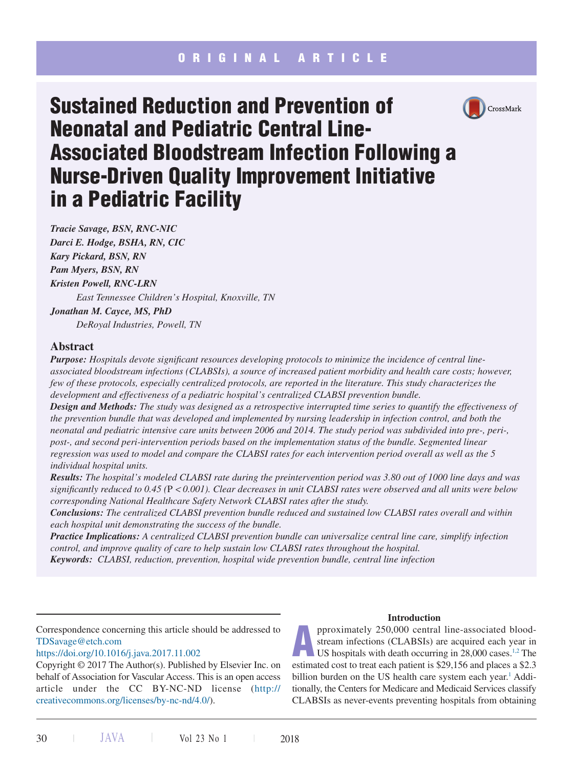ORIGINAL ARTICLE

# Sustained Reduction and Prevention of Neonatal and Pediatric Central Line-Associated Bloodstream Infection Following a Nurse-Driven Quality Improvement Initiative in a Pediatric Facility

*Tracie Savage, BSN, RNC-NIC*
*Darci E. Hodge, BSHA, RN, CIC*
*Kary Pickard, BSN, RN*
*Pam Myers, BSN, RN*
*Kristen Powell, RNC-LRN*
*East Tennessee Children's Hospital, Knoxville, TN*
*Jonathan M. Cayce, MS, PhD*
*DeRoyal Industries, Powell, TN*

## Abstract

***Purpose:*** *Hospitals devote significant resources developing protocols to minimize the incidence of central line-associated bloodstream infections (CLABSIs), a source of increased patient morbidity and health care costs; however, few of these protocols, especially centralized protocols, are reported in the literature. This study characterizes the development and effectiveness of a pediatric hospital's centralized CLABSI prevention bundle.*

***Design and Methods:*** *The study was designed as a retrospective interrupted time series to quantify the effectiveness of the prevention bundle that was developed and implemented by nursing leadership in infection control, and both the neonatal and pediatric intensive care units between 2006 and 2014. The study period was subdivided into pre-, peri-, post-, and second peri-intervention periods based on the implementation status of the bundle. Segmented linear regression was used to model and compare the CLABSI rates for each intervention period overall as well as the 5 individual hospital units.*

***Results:*** *The hospital's modeled CLABSI rate during the preintervention period was 3.80 out of 1000 line days and was significantly reduced to 0.45 (*P *< 0.001). Clear decreases in unit CLABSI rates were observed and all units were below corresponding National Healthcare Safety Network CLABSI rates after the study.*

***Conclusions:*** *The centralized CLABSI prevention bundle reduced and sustained low CLABSI rates overall and within each hospital unit demonstrating the success of the bundle.*

***Practice Implications:*** *A centralized CLABSI prevention bundle can universalize central line care, simplify infection control, and improve quality of care to help sustain low CLABSI rates throughout the hospital.*

***Keywords:*** *CLABSI, reduction, prevention, hospital wide prevention bundle, central line infection*

Correspondence concerning this article should be addressed to TDSavage@etch.com

https://doi.org/10.1016/j.java.2017.11.002

Copyright © 2017 The Author(s). Published by Elsevier Inc. on behalf of Association for Vascular Access. This is an open access article under the CC BY-NC-ND license (http://creativecommons.org/licenses/by-nc-nd/4.0/).

## Introduction

Approximately 250,000 central line-associated bloodstream infections (CLABSIs) are acquired each year in US hospitals with death occurring in 28,000 cases.[1,2] The estimated cost to treat each patient is $29,156 and places a $2.3 billion burden on the US health care system each year.[1] Additionally, the Centers for Medicare and Medicaid Services classify CLABSIs as never-events preventing hospitals from obtaining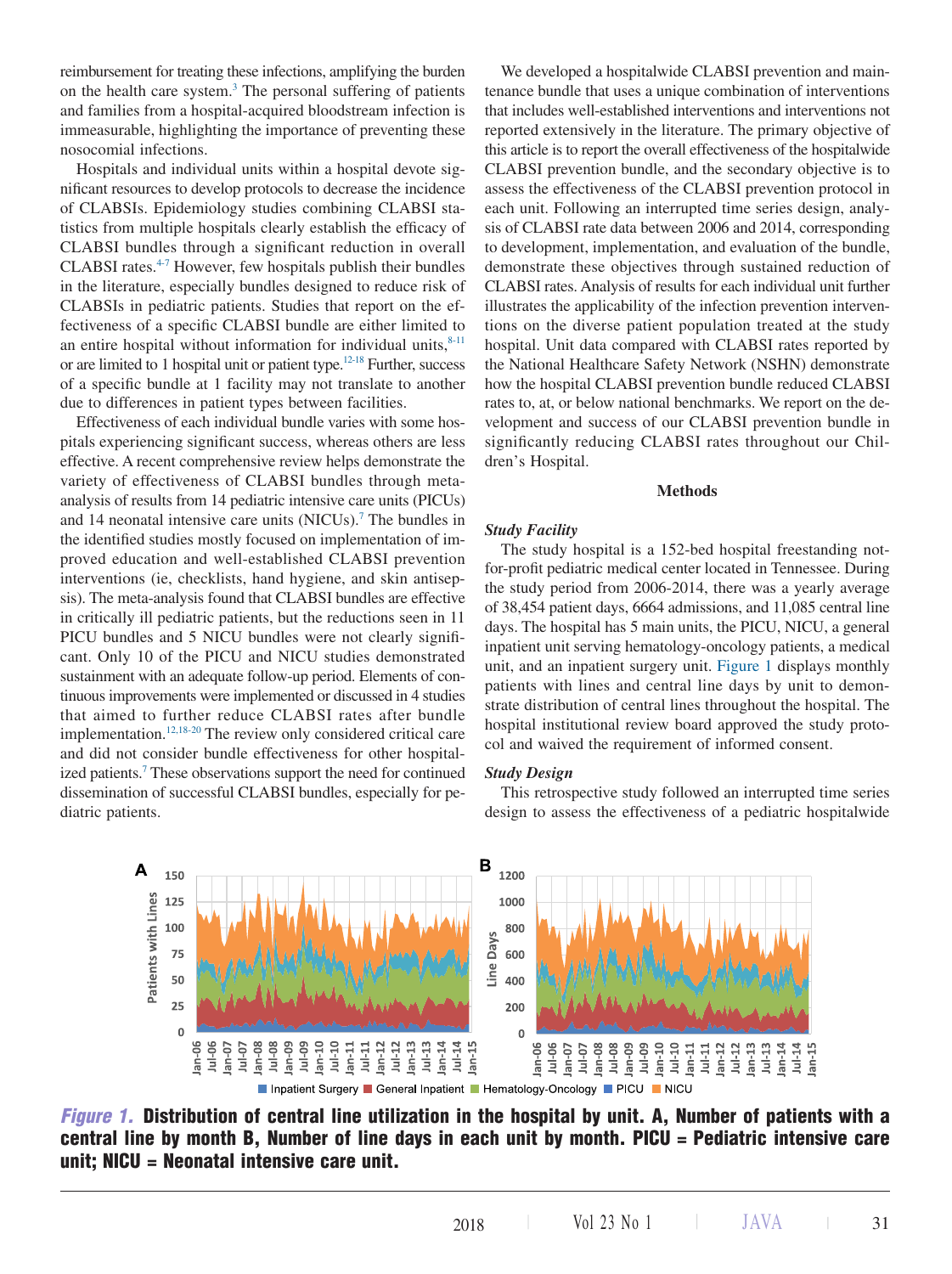reimbursement for treating these infections, amplifying the burden on the health care system.[3] The personal suffering of patients and families from a hospital-acquired bloodstream infection is immeasurable, highlighting the importance of preventing these nosocomial infections.

Hospitals and individual units within a hospital devote significant resources to develop protocols to decrease the incidence of CLABSIs. Epidemiology studies combining CLABSI statistics from multiple hospitals clearly establish the efficacy of CLABSI bundles through a significant reduction in overall CLABSI rates.[4-7] However, few hospitals publish their bundles in the literature, especially bundles designed to reduce risk of CLABSIs in pediatric patients. Studies that report on the effectiveness of a specific CLABSI bundle are either limited to an entire hospital without information for individual units,[8-11] or are limited to 1 hospital unit or patient type.[12-18] Further, success of a specific bundle at 1 facility may not translate to another due to differences in patient types between facilities.

Effectiveness of each individual bundle varies with some hospitals experiencing significant success, whereas others are less effective. A recent comprehensive review helps demonstrate the variety of effectiveness of CLABSI bundles through meta-analysis of results from 14 pediatric intensive care units (PICUs) and 14 neonatal intensive care units (NICUs).[7] The bundles in the identified studies mostly focused on implementation of improved education and well-established CLABSI prevention interventions (ie, checklists, hand hygiene, and skin antisepsis). The meta-analysis found that CLABSI bundles are effective in critically ill pediatric patients, but the reductions seen in 11 PICU bundles and 5 NICU bundles were not clearly significant. Only 10 of the PICU and NICU studies demonstrated sustainment with an adequate follow-up period. Elements of continuous improvements were implemented or discussed in 4 studies that aimed to further reduce CLABSI rates after bundle implementation.[12,18-20] The review only considered critical care and did not consider bundle effectiveness for other hospitalized patients.[7] These observations support the need for continued dissemination of successful CLABSI bundles, especially for pediatric patients.

We developed a hospitalwide CLABSI prevention and maintenance bundle that uses a unique combination of interventions that includes well-established interventions and interventions not reported extensively in the literature. The primary objective of this article is to report the overall effectiveness of the hospitalwide CLABSI prevention bundle, and the secondary objective is to assess the effectiveness of the CLABSI prevention protocol in each unit. Following an interrupted time series design, analysis of CLABSI rate data between 2006 and 2014, corresponding to development, implementation, and evaluation of the bundle, demonstrate these objectives through sustained reduction of CLABSI rates. Analysis of results for each individual unit further illustrates the applicability of the infection prevention interventions on the diverse patient population treated at the study hospital. Unit data compared with CLABSI rates reported by the National Healthcare Safety Network (NSHN) demonstrate how the hospital CLABSI prevention bundle reduced CLABSI rates to, at, or below national benchmarks. We report on the development and success of our CLABSI prevention bundle in significantly reducing CLABSI rates throughout our Children's Hospital.

## Methods

### Study Facility

The study hospital is a 152-bed hospital freestanding not-for-profit pediatric medical center located in Tennessee. During the study period from 2006-2014, there was a yearly average of 38,454 patient days, 6664 admissions, and 11,085 central line days. The hospital has 5 main units, the PICU, NICU, a general inpatient unit serving hematology-oncology patients, a medical unit, and an inpatient surgery unit. Figure 1 displays monthly patients with lines and central line days by unit to demonstrate distribution of central lines throughout the hospital. The hospital institutional review board approved the study protocol and waived the requirement of informed consent.

### Study Design

This retrospective study followed an interrupted time series design to assess the effectiveness of a pediatric hospitalwide

***Figure 1.*** **Distribution of central line utilization in the hospital by unit. A, Number of patients with a central line by month B, Number of line days in each unit by month. PICU = Pediatric intensive care unit; NICU = Neonatal intensive care unit.**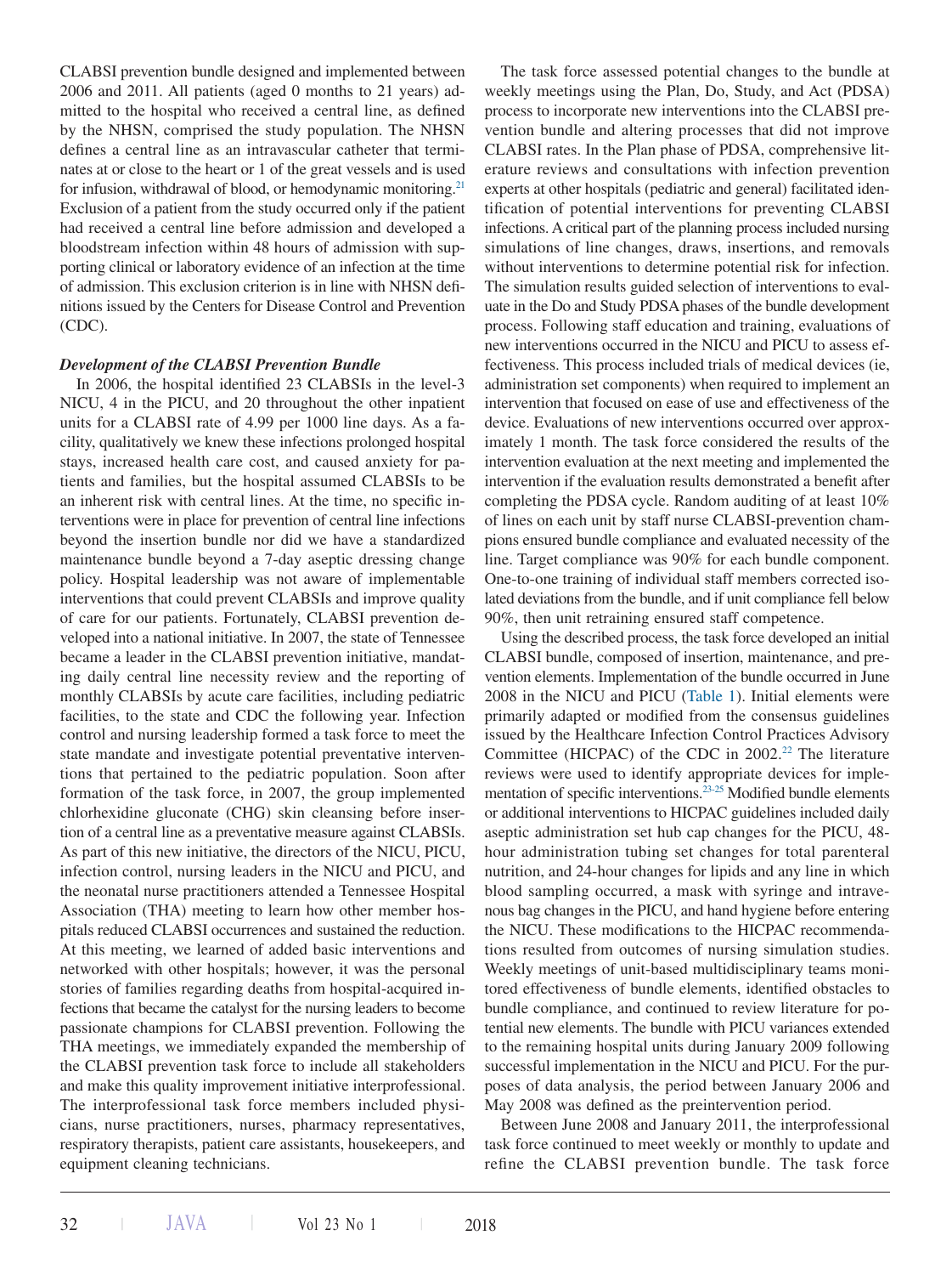CLABSI prevention bundle designed and implemented between 2006 and 2011. All patients (aged 0 months to 21 years) admitted to the hospital who received a central line, as defined by the NHSN, comprised the study population. The NHSN defines a central line as an intravascular catheter that terminates at or close to the heart or 1 of the great vessels and is used for infusion, withdrawal of blood, or hemodynamic monitoring.[21] Exclusion of a patient from the study occurred only if the patient had received a central line before admission and developed a bloodstream infection within 48 hours of admission with supporting clinical or laboratory evidence of an infection at the time of admission. This exclusion criterion is in line with NHSN definitions issued by the Centers for Disease Control and Prevention (CDC).

### *Development of the CLABSI Prevention Bundle*

In 2006, the hospital identified 23 CLABSIs in the level-3 NICU, 4 in the PICU, and 20 throughout the other inpatient units for a CLABSI rate of 4.99 per 1000 line days. As a facility, qualitatively we knew these infections prolonged hospital stays, increased health care cost, and caused anxiety for patients and families, but the hospital assumed CLABSIs to be an inherent risk with central lines. At the time, no specific interventions were in place for prevention of central line infections beyond the insertion bundle nor did we have a standardized maintenance bundle beyond a 7-day aseptic dressing change policy. Hospital leadership was not aware of implementable interventions that could prevent CLABSIs and improve quality of care for our patients. Fortunately, CLABSI prevention developed into a national initiative. In 2007, the state of Tennessee became a leader in the CLABSI prevention initiative, mandating daily central line necessity review and the reporting of monthly CLABSIs by acute care facilities, including pediatric facilities, to the state and CDC the following year. Infection control and nursing leadership formed a task force to meet the state mandate and investigate potential preventative interventions that pertained to the pediatric population. Soon after formation of the task force, in 2007, the group implemented chlorhexidine gluconate (CHG) skin cleansing before insertion of a central line as a preventative measure against CLABSIs. As part of this new initiative, the directors of the NICU, PICU, infection control, nursing leaders in the NICU and PICU, and the neonatal nurse practitioners attended a Tennessee Hospital Association (THA) meeting to learn how other member hospitals reduced CLABSI occurrences and sustained the reduction. At this meeting, we learned of added basic interventions and networked with other hospitals; however, it was the personal stories of families regarding deaths from hospital-acquired infections that became the catalyst for the nursing leaders to become passionate champions for CLABSI prevention. Following the THA meetings, we immediately expanded the membership of the CLABSI prevention task force to include all stakeholders and make this quality improvement initiative interprofessional. The interprofessional task force members included physicians, nurse practitioners, nurses, pharmacy representatives, respiratory therapists, patient care assistants, housekeepers, and equipment cleaning technicians.

The task force assessed potential changes to the bundle at weekly meetings using the Plan, Do, Study, and Act (PDSA) process to incorporate new interventions into the CLABSI prevention bundle and altering processes that did not improve CLABSI rates. In the Plan phase of PDSA, comprehensive literature reviews and consultations with infection prevention experts at other hospitals (pediatric and general) facilitated identification of potential interventions for preventing CLABSI infections. A critical part of the planning process included nursing simulations of line changes, draws, insertions, and removals without interventions to determine potential risk for infection. The simulation results guided selection of interventions to evaluate in the Do and Study PDSA phases of the bundle development process. Following staff education and training, evaluations of new interventions occurred in the NICU and PICU to assess effectiveness. This process included trials of medical devices (ie, administration set components) when required to implement an intervention that focused on ease of use and effectiveness of the device. Evaluations of new interventions occurred over approximately 1 month. The task force considered the results of the intervention evaluation at the next meeting and implemented the intervention if the evaluation results demonstrated a benefit after completing the PDSA cycle. Random auditing of at least 10% of lines on each unit by staff nurse CLABSI-prevention champions ensured bundle compliance and evaluated necessity of the line. Target compliance was 90% for each bundle component. One-to-one training of individual staff members corrected isolated deviations from the bundle, and if unit compliance fell below 90%, then unit retraining ensured staff competence.

Using the described process, the task force developed an initial CLABSI bundle, composed of insertion, maintenance, and prevention elements. Implementation of the bundle occurred in June 2008 in the NICU and PICU (Table 1). Initial elements were primarily adapted or modified from the consensus guidelines issued by the Healthcare Infection Control Practices Advisory Committee (HICPAC) of the CDC in 2002.[22] The literature reviews were used to identify appropriate devices for implementation of specific interventions.[23-25] Modified bundle elements or additional interventions to HICPAC guidelines included daily aseptic administration set hub cap changes for the PICU, 48-hour administration tubing set changes for total parenteral nutrition, and 24-hour changes for lipids and any line in which blood sampling occurred, a mask with syringe and intravenous bag changes in the PICU, and hand hygiene before entering the NICU. These modifications to the HICPAC recommendations resulted from outcomes of nursing simulation studies. Weekly meetings of unit-based multidisciplinary teams monitored effectiveness of bundle elements, identified obstacles to bundle compliance, and continued to review literature for potential new elements. The bundle with PICU variances extended to the remaining hospital units during January 2009 following successful implementation in the NICU and PICU. For the purposes of data analysis, the period between January 2006 and May 2008 was defined as the preintervention period.

Between June 2008 and January 2011, the interprofessional task force continued to meet weekly or monthly to update and refine the CLABSI prevention bundle. The task force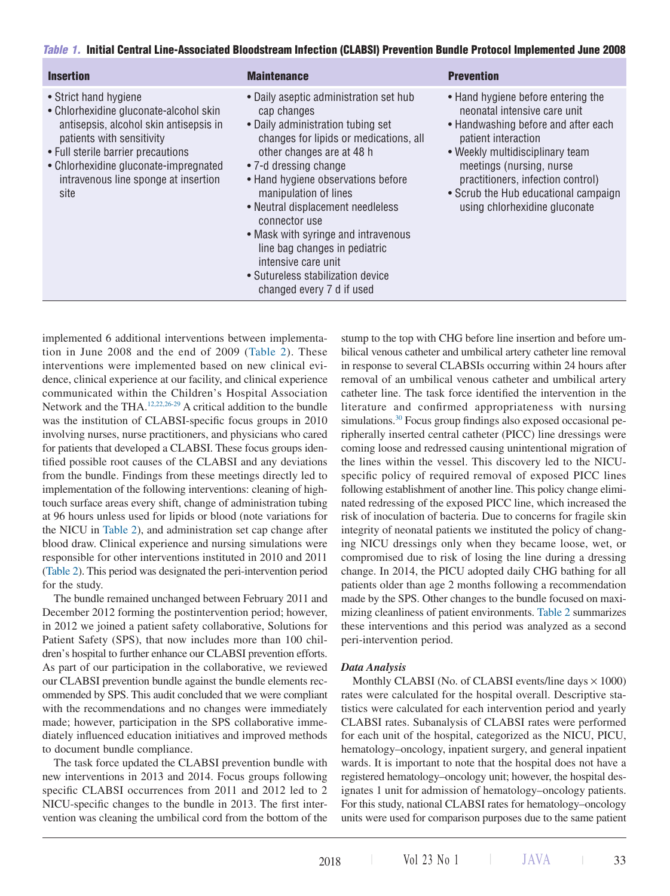*Table 1.* **Initial Central Line-Associated Bloodstream Infection (CLABSI) Prevention Bundle Protocol Implemented June 2008**

| Insertion | Maintenance | Prevention |
| --- | --- | --- |
| • Strict hand hygiene<br>• Chlorhexidine gluconate-alcohol skin antisepsis, alcohol skin antisepsis in patients with sensitivity<br>• Full sterile barrier precautions<br>• Chlorhexidine gluconate-impregnated intravenous line sponge at insertion site | • Daily aseptic administration set hub cap changes<br>• Daily administration tubing set changes for lipids or medications, all other changes are at 48 h<br>• 7-d dressing change<br>• Hand hygiene observations before manipulation of lines<br>• Neutral displacement needleless connector use<br>• Mask with syringe and intravenous line bag changes in pediatric intensive care unit<br>• Sutureless stabilization device changed every 7 d if used | • Hand hygiene before entering the neonatal intensive care unit<br>• Handwashing before and after each patient interaction<br>• Weekly multidisciplinary team meetings (nursing, nurse practitioners, infection control)<br>• Scrub the Hub educational campaign using chlorhexidine gluconate |

implemented 6 additional interventions between implementation in June 2008 and the end of 2009 (Table 2). These interventions were implemented based on new clinical evidence, clinical experience at our facility, and clinical experience communicated within the Children's Hospital Association Network and the THA.[12,22,26-29] A critical addition to the bundle was the institution of CLABSI-specific focus groups in 2010 involving nurses, nurse practitioners, and physicians who cared for patients that developed a CLABSI. These focus groups identified possible root causes of the CLABSI and any deviations from the bundle. Findings from these meetings directly led to implementation of the following interventions: cleaning of high-touch surface areas every shift, change of administration tubing at 96 hours unless used for lipids or blood (note variations for the NICU in Table 2), and administration set cap change after blood draw. Clinical experience and nursing simulations were responsible for other interventions instituted in 2010 and 2011 (Table 2). This period was designated the peri-intervention period for the study.

The bundle remained unchanged between February 2011 and December 2012 forming the postintervention period; however, in 2012 we joined a patient safety collaborative, Solutions for Patient Safety (SPS), that now includes more than 100 children's hospital to further enhance our CLABSI prevention efforts. As part of our participation in the collaborative, we reviewed our CLABSI prevention bundle against the bundle elements recommended by SPS. This audit concluded that we were compliant with the recommendations and no changes were immediately made; however, participation in the SPS collaborative immediately influenced education initiatives and improved methods to document bundle compliance.

The task force updated the CLABSI prevention bundle with new interventions in 2013 and 2014. Focus groups following specific CLABSI occurrences from 2011 and 2012 led to 2 NICU-specific changes to the bundle in 2013. The first intervention was cleaning the umbilical cord from the bottom of the stump to the top with CHG before line insertion and before umbilical venous catheter and umbilical artery catheter line removal in response to several CLABSIs occurring within 24 hours after removal of an umbilical venous catheter and umbilical artery catheter line. The task force identified the intervention in the literature and confirmed appropriateness with nursing simulations.[30] Focus group findings also exposed occasional peripherally inserted central catheter (PICC) line dressings were coming loose and redressed causing unintentional migration of the lines within the vessel. This discovery led to the NICU-specific policy of required removal of exposed PICC lines following establishment of another line. This policy change eliminated redressing of the exposed PICC line, which increased the risk of inoculation of bacteria. Due to concerns for fragile skin integrity of neonatal patients we instituted the policy of changing NICU dressings only when they became loose, wet, or compromised due to risk of losing the line during a dressing change. In 2014, the PICU adopted daily CHG bathing for all patients older than age 2 months following a recommendation made by the SPS. Other changes to the bundle focused on maximizing cleanliness of patient environments. Table 2 summarizes these interventions and this period was analyzed as a second peri-intervention period.

***Data Analysis***

Monthly CLABSI (No. of CLABSI events/line days × 1000) rates were calculated for the hospital overall. Descriptive statistics were calculated for each intervention period and yearly CLABSI rates. Subanalysis of CLABSI rates were performed for each unit of the hospital, categorized as the NICU, PICU, hematology–oncology, inpatient surgery, and general inpatient wards. It is important to note that the hospital does not have a registered hematology–oncology unit; however, the hospital designates 1 unit for admission of hematology–oncology patients. For this study, national CLABSI rates for hematology–oncology units were used for comparison purposes due to the same patient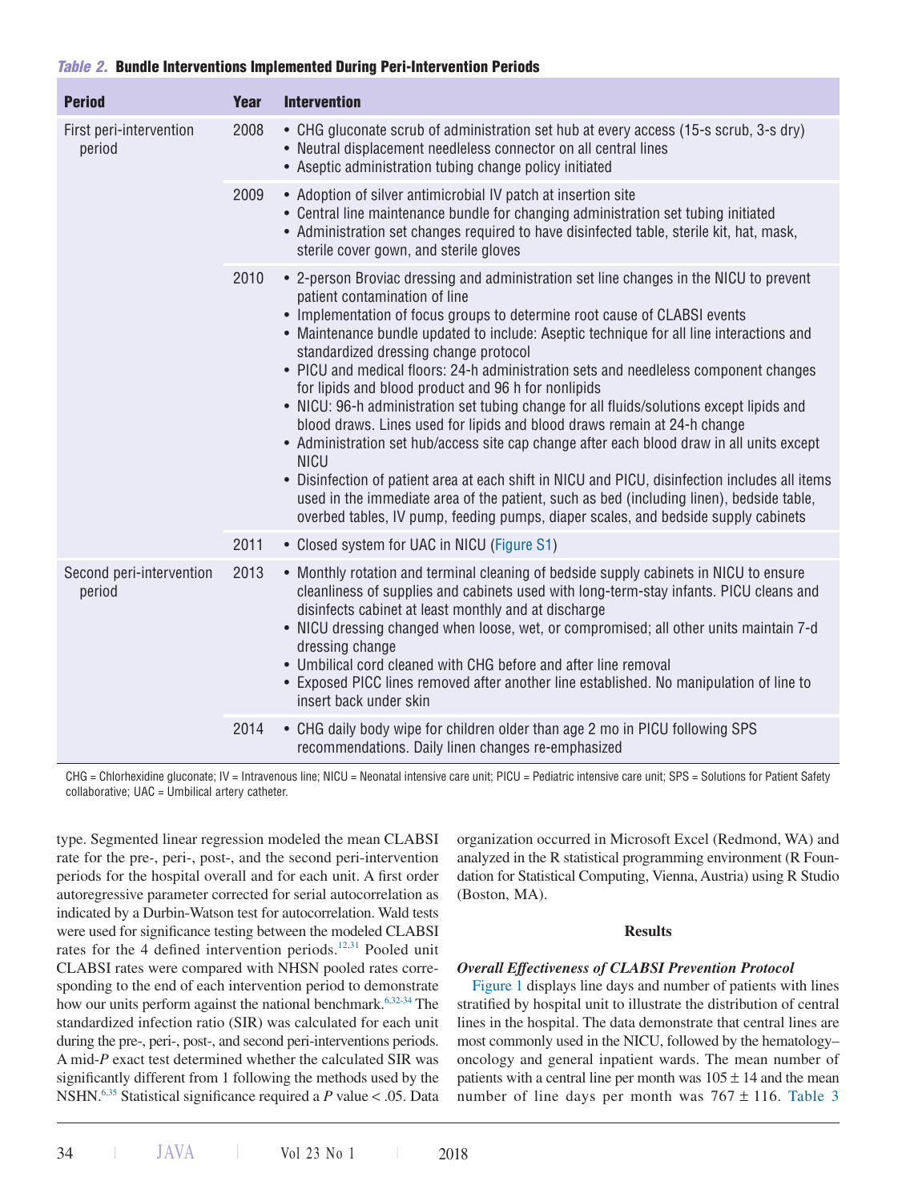*Table 2.* **Bundle Interventions Implemented During Peri-Intervention Periods**

| Period | Year | Intervention |
|---|---|---|
| First peri-intervention period | 2008 | • CHG gluconate scrub of administration set hub at every access (15-s scrub, 3-s dry)<br>• Neutral displacement needleless connector on all central lines<br>• Aseptic administration tubing change policy initiated |
| | 2009 | • Adoption of silver antimicrobial IV patch at insertion site<br>• Central line maintenance bundle for changing administration set tubing initiated<br>• Administration set changes required to have disinfected table, sterile kit, hat, mask, sterile cover gown, and sterile gloves |
| | 2010 | • 2-person Broviac dressing and administration set line changes in the NICU to prevent patient contamination of line<br>• Implementation of focus groups to determine root cause of CLABSI events<br>• Maintenance bundle updated to include: Aseptic technique for all line interactions and standardized dressing change protocol<br>• PICU and medical floors: 24-h administration sets and needleless component changes for lipids and blood product and 96 h for nonlipids<br>• NICU: 96-h administration set tubing change for all fluids/solutions except lipids and blood draws. Lines used for lipids and blood draws remain at 24-h change<br>• Administration set hub/access site cap change after each blood draw in all units except NICU<br>• Disinfection of patient area at each shift in NICU and PICU, disinfection includes all items used in the immediate area of the patient, such as bed (including linen), bedside table, overbed tables, IV pump, feeding pumps, diaper scales, and bedside supply cabinets |
| | 2011 | • Closed system for UAC in NICU (Figure S1) |
| Second peri-intervention period | 2013 | • Monthly rotation and terminal cleaning of bedside supply cabinets in NICU to ensure cleanliness of supplies and cabinets used with long-term-stay infants. PICU cleans and disinfects cabinet at least monthly and at discharge<br>• NICU dressing changed when loose, wet, or compromised; all other units maintain 7-d dressing change<br>• Umbilical cord cleaned with CHG before and after line removal<br>• Exposed PICC lines removed after another line established. No manipulation of line to insert back under skin |
| | 2014 | • CHG daily body wipe for children older than age 2 mo in PICU following SPS recommendations. Daily linen changes re-emphasized |

CHG = Chlorhexidine gluconate; IV = Intravenous line; NICU = Neonatal intensive care unit; PICU = Pediatric intensive care unit; SPS = Solutions for Patient Safety collaborative; UAC = Umbilical artery catheter.

type. Segmented linear regression modeled the mean CLABSI rate for the pre-, peri-, post-, and the second peri-intervention periods for the hospital overall and for each unit. A first order autoregressive parameter corrected for serial autocorrelation as indicated by a Durbin-Watson test for autocorrelation. Wald tests were used for significance testing between the modeled CLABSI rates for the 4 defined intervention periods.[12,31] Pooled unit CLABSI rates were compared with NHSN pooled rates corresponding to the end of each intervention period to demonstrate how our units perform against the national benchmark.[6,32-34] The standardized infection ratio (SIR) was calculated for each unit during the pre-, peri-, post-, and second peri-interventions periods. A mid-*P* exact test determined whether the calculated SIR was significantly different from 1 following the methods used by the NSHN.[6,35] Statistical significance required a *P* value < .05. Data organization occurred in Microsoft Excel (Redmond, WA) and analyzed in the R statistical programming environment (R Foundation for Statistical Computing, Vienna, Austria) using R Studio (Boston, MA).

## Results

### *Overall Effectiveness of CLABSI Prevention Protocol*

Figure 1 displays line days and number of patients with lines stratified by hospital unit to illustrate the distribution of central lines in the hospital. The data demonstrate that central lines are most commonly used in the NICU, followed by the hematology–oncology and general inpatient wards. The mean number of patients with a central line per month was $105 \pm 14$ and the mean number of line days per month was $767 \pm 116$. Table 3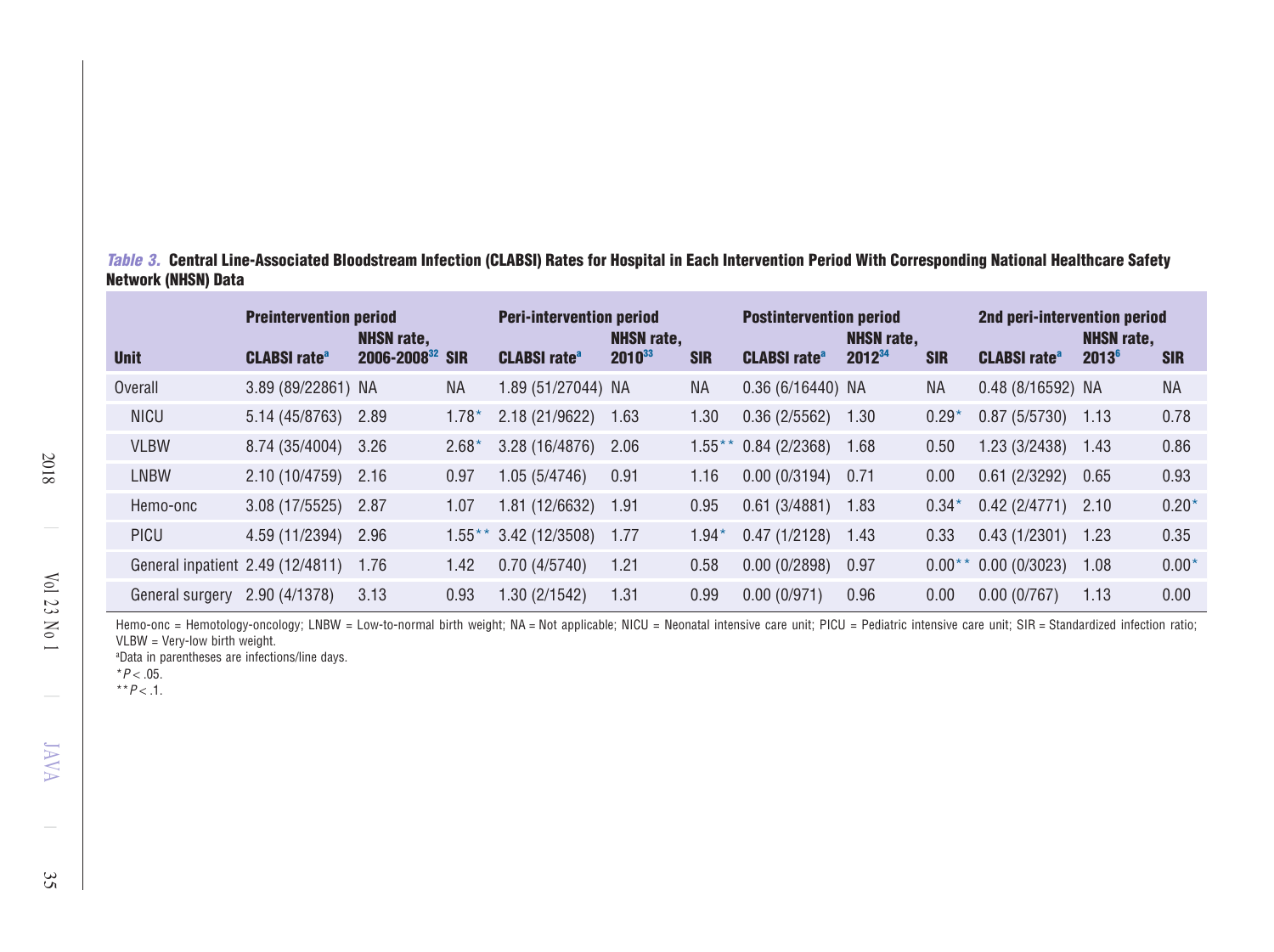*Table 3.* **Central Line-Associated Bloodstream Infection (CLABSI) Rates for Hospital in Each Intervention Period With Corresponding National Healthcare Safety Network (NHSN) Data**

| Unit | Preintervention period CLABSI rate[a] | NHSN rate, 2006-2008[32] | SIR | Peri-intervention period CLABSI rate[a] | NHSN rate, 2010[33] | SIR | Postintervention period CLABSI rate[a] | NHSN rate, 2012[34] | SIR | 2nd peri-intervention period CLABSI rate[a] | NHSN rate, 2013[6] | SIR |
|---|---|---|---|---|---|---|---|---|---|---|---|---|
| Overall | 3.89 (89/22861) | NA | NA | 1.89 (51/27044) | NA | NA | 0.36 (6/16440) | NA | NA | 0.48 (8/16592) | NA | NA |
| NICU | 5.14 (45/8763) | 2.89 | 1.78* | 2.18 (21/9622) | 1.63 | 1.30 | 0.36 (2/5562) | 1.30 | 0.29* | 0.87 (5/5730) | 1.13 | 0.78 |
| VLBW | 8.74 (35/4004) | 3.26 | 2.68* | 3.28 (16/4876) | 2.06 | 1.55** | 0.84 (2/2368) | 1.68 | 0.50 | 1.23 (3/2438) | 1.43 | 0.86 |
| LNBW | 2.10 (10/4759) | 2.16 | 0.97 | 1.05 (5/4746) | 0.91 | 1.16 | 0.00 (0/3194) | 0.71 | 0.00 | 0.61 (2/3292) | 0.65 | 0.93 |
| Hemo-onc | 3.08 (17/5525) | 2.87 | 1.07 | 1.81 (12/6632) | 1.91 | 0.95 | 0.61 (3/4881) | 1.83 | 0.34* | 0.42 (2/4771) | 2.10 | 0.20* |
| PICU | 4.59 (11/2394) | 2.96 | 1.55** | 3.42 (12/3508) | 1.77 | 1.94* | 0.47 (1/2128) | 1.43 | 0.33 | 0.43 (1/2301) | 1.23 | 0.35 |
| General inpatient | 2.49 (12/4811) | 1.76 | 1.42 | 0.70 (4/5740) | 1.21 | 0.58 | 0.00 (0/2898) | 0.97 | 0.00** | 0.00 (0/3023) | 1.08 | 0.00* |
| General surgery | 2.90 (4/1378) | 3.13 | 0.93 | 1.30 (2/1542) | 1.31 | 0.99 | 0.00 (0/971) | 0.96 | 0.00 | 0.00 (0/767) | 1.13 | 0.00 |

Hemo-onc = Hemotology-oncology; LNBW = Low-to-normal birth weight; NA = Not applicable; NICU = Neonatal intensive care unit; PICU = Pediatric intensive care unit; SIR = Standardized infection ratio; VLBW = Very-low birth weight.

[a]Data in parentheses are infections/line days.

*$P < .05$.

**$P < .1$.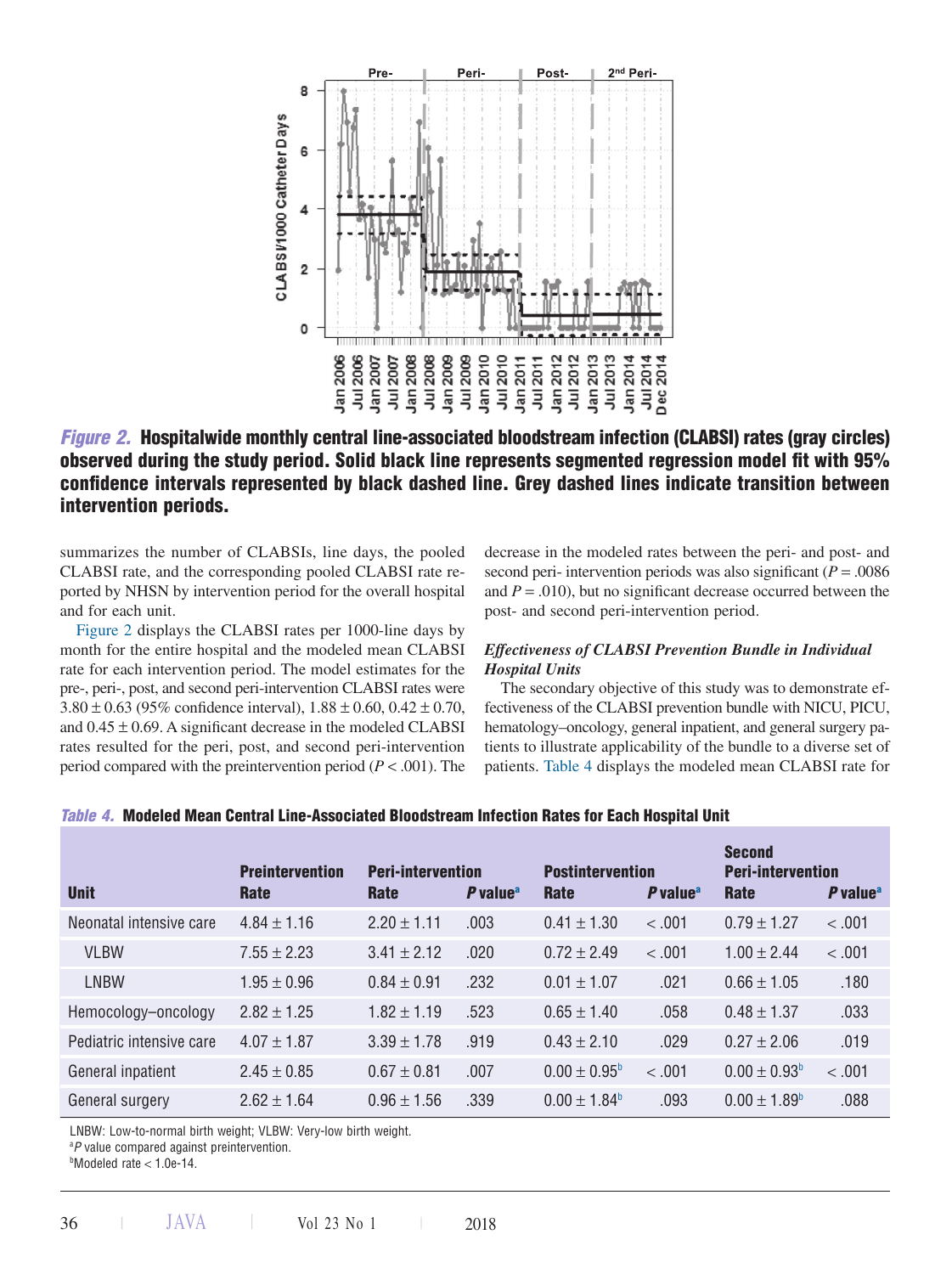*Figure 2.* **Hospitalwide monthly central line-associated bloodstream infection (CLABSI) rates (gray circles) observed during the study period. Solid black line represents segmented regression model fit with 95% confidence intervals represented by black dashed line. Grey dashed lines indicate transition between intervention periods.**

summarizes the number of CLABSIs, line days, the pooled CLABSI rate, and the corresponding pooled CLABSI rate reported by NHSN by intervention period for the overall hospital and for each unit.

Figure 2 displays the CLABSI rates per 1000-line days by month for the entire hospital and the modeled mean CLABSI rate for each intervention period. The model estimates for the pre-, peri-, post, and second peri-intervention CLABSI rates were 3.80 ± 0.63 (95% confidence interval), 1.88 ± 0.60, 0.42 ± 0.70, and 0.45 ± 0.69. A significant decrease in the modeled CLABSI rates resulted for the peri, post, and second peri-intervention period compared with the preintervention period ($P < .001$). The decrease in the modeled rates between the peri- and post- and second peri- intervention periods was also significant ($P = .0086$ and $P = .010$), but no significant decrease occurred between the post- and second peri-intervention period.

### *Effectiveness of CLABSI Prevention Bundle in Individual Hospital Units*

The secondary objective of this study was to demonstrate effectiveness of the CLABSI prevention bundle with NICU, PICU, hematology–oncology, general inpatient, and general surgery patients to illustrate applicability of the bundle to a diverse set of patients. Table 4 displays the modeled mean CLABSI rate for

*Table 4.* **Modeled Mean Central Line-Associated Bloodstream Infection Rates for Each Hospital Unit**

| Unit | Preintervention | Peri-intervention | | Postintervention | | Second Peri-intervention | |
|---|---|---|---|---|---|---|---|
| | Rate | Rate | *P* value[a] | Rate | *P* value[a] | Rate | *P* value[a] |
| Neonatal intensive care | 4.84 ± 1.16 | 2.20 ± 1.11 | .003 | 0.41 ± 1.30 | < .001 | 0.79 ± 1.27 | < .001 |
| VLBW | 7.55 ± 2.23 | 3.41 ± 2.12 | .020 | 0.72 ± 2.49 | < .001 | 1.00 ± 2.44 | < .001 |
| LNBW | 1.95 ± 0.96 | 0.84 ± 0.91 | .232 | 0.01 ± 1.07 | .021 | 0.66 ± 1.05 | .180 |
| Hemocology–oncology | 2.82 ± 1.25 | 1.82 ± 1.19 | .523 | 0.65 ± 1.40 | .058 | 0.48 ± 1.37 | .033 |
| Pediatric intensive care | 4.07 ± 1.87 | 3.39 ± 1.78 | .919 | 0.43 ± 2.10 | .029 | 0.27 ± 2.06 | .019 |
| General inpatient | 2.45 ± 0.85 | 0.67 ± 0.81 | .007 | 0.00 ± 0.95[b] | < .001 | 0.00 ± 0.93[b] | < .001 |
| General surgery | 2.62 ± 1.64 | 0.96 ± 1.56 | .339 | 0.00 ± 1.84[b] | .093 | 0.00 ± 1.89[b] | .088 |

LNBW: Low-to-normal birth weight; VLBW: Very-low birth weight.
[a] *P* value compared against preintervention.
[b] Modeled rate < 1.0e-14.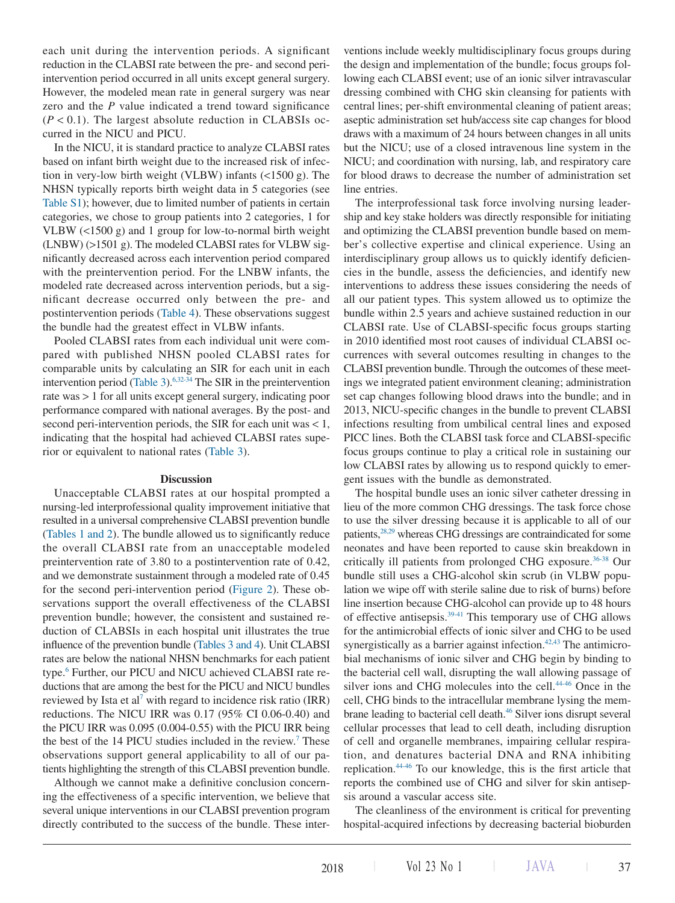each unit during the intervention periods. A significant reduction in the CLABSI rate between the pre- and second peri-intervention period occurred in all units except general surgery. However, the modeled mean rate in general surgery was near zero and the *P* value indicated a trend toward significance ($P < 0.1$). The largest absolute reduction in CLABSIs occurred in the NICU and PICU.

In the NICU, it is standard practice to analyze CLABSI rates based on infant birth weight due to the increased risk of infection in very-low birth weight (VLBW) infants (<1500 g). The NHSN typically reports birth weight data in 5 categories (see Table S1); however, due to limited number of patients in certain categories, we chose to group patients into 2 categories, 1 for VLBW (<1500 g) and 1 group for low-to-normal birth weight (LNBW) (>1501 g). The modeled CLABSI rates for VLBW significantly decreased across each intervention period compared with the preintervention period. For the LNBW infants, the modeled rate decreased across intervention periods, but a significant decrease occurred only between the pre- and postintervention periods (Table 4). These observations suggest the bundle had the greatest effect in VLBW infants.

Pooled CLABSI rates from each individual unit were compared with published NHSN pooled CLABSI rates for comparable units by calculating an SIR for each unit in each intervention period (Table 3).[6,32-34] The SIR in the preintervention rate was > 1 for all units except general surgery, indicating poor performance compared with national averages. By the post- and second peri-intervention periods, the SIR for each unit was < 1, indicating that the hospital had achieved CLABSI rates superior or equivalent to national rates (Table 3).

## Discussion

Unacceptable CLABSI rates at our hospital prompted a nursing-led interprofessional quality improvement initiative that resulted in a universal comprehensive CLABSI prevention bundle (Tables 1 and 2). The bundle allowed us to significantly reduce the overall CLABSI rate from an unacceptable modeled preintervention rate of 3.80 to a postintervention rate of 0.42, and we demonstrate sustainment through a modeled rate of 0.45 for the second peri-intervention period (Figure 2). These observations support the overall effectiveness of the CLABSI prevention bundle; however, the consistent and sustained reduction of CLABSIs in each hospital unit illustrates the true influence of the prevention bundle (Tables 3 and 4). Unit CLABSI rates are below the national NHSN benchmarks for each patient type.[6] Further, our PICU and NICU achieved CLABSI rate reductions that are among the best for the PICU and NICU bundles reviewed by Ista et al[7] with regard to incidence risk ratio (IRR) reductions. The NICU IRR was 0.17 (95% CI 0.06-0.40) and the PICU IRR was 0.095 (0.004-0.55) with the PICU IRR being the best of the 14 PICU studies included in the review.[7] These observations support general applicability to all of our patients highlighting the strength of this CLABSI prevention bundle.

Although we cannot make a definitive conclusion concerning the effectiveness of a specific intervention, we believe that several unique interventions in our CLABSI prevention program directly contributed to the success of the bundle. These interventions include weekly multidisciplinary focus groups during the design and implementation of the bundle; focus groups following each CLABSI event; use of an ionic silver intravascular dressing combined with CHG skin cleansing for patients with central lines; per-shift environmental cleaning of patient areas; aseptic administration set hub/access site cap changes for blood draws with a maximum of 24 hours between changes in all units but the NICU; use of a closed intravenous line system in the NICU; and coordination with nursing, lab, and respiratory care for blood draws to decrease the number of administration set line entries.

The interprofessional task force involving nursing leadership and key stake holders was directly responsible for initiating and optimizing the CLABSI prevention bundle based on member's collective expertise and clinical experience. Using an interdisciplinary group allows us to quickly identify deficiencies in the bundle, assess the deficiencies, and identify new interventions to address these issues considering the needs of all our patient types. This system allowed us to optimize the bundle within 2.5 years and achieve sustained reduction in our CLABSI rate. Use of CLABSI-specific focus groups starting in 2010 identified most root causes of individual CLABSI occurrences with several outcomes resulting in changes to the CLABSI prevention bundle. Through the outcomes of these meetings we integrated patient environment cleaning; administration set cap changes following blood draws into the bundle; and in 2013, NICU-specific changes in the bundle to prevent CLABSI infections resulting from umbilical central lines and exposed PICC lines. Both the CLABSI task force and CLABSI-specific focus groups continue to play a critical role in sustaining our low CLABSI rates by allowing us to respond quickly to emergent issues with the bundle as demonstrated.

The hospital bundle uses an ionic silver catheter dressing in lieu of the more common CHG dressings. The task force chose to use the silver dressing because it is applicable to all of our patients,[28,29] whereas CHG dressings are contraindicated for some neonates and have been reported to cause skin breakdown in critically ill patients from prolonged CHG exposure.[36-38] Our bundle still uses a CHG-alcohol skin scrub (in VLBW population we wipe off with sterile saline due to risk of burns) before line insertion because CHG-alcohol can provide up to 48 hours of effective antisepsis.[39-41] This temporary use of CHG allows for the antimicrobial effects of ionic silver and CHG to be used synergistically as a barrier against infection.[42,43] The antimicrobial mechanisms of ionic silver and CHG begin by binding to the bacterial cell wall, disrupting the wall allowing passage of silver ions and CHG molecules into the cell.[44-46] Once in the cell, CHG binds to the intracellular membrane lysing the membrane leading to bacterial cell death.[46] Silver ions disrupt several cellular processes that lead to cell death, including disruption of cell and organelle membranes, impairing cellular respiration, and denatures bacterial DNA and RNA inhibiting replication.[44-46] To our knowledge, this is the first article that reports the combined use of CHG and silver for skin antisepsis around a vascular access site.

The cleanliness of the environment is critical for preventing hospital-acquired infections by decreasing bacterial bioburden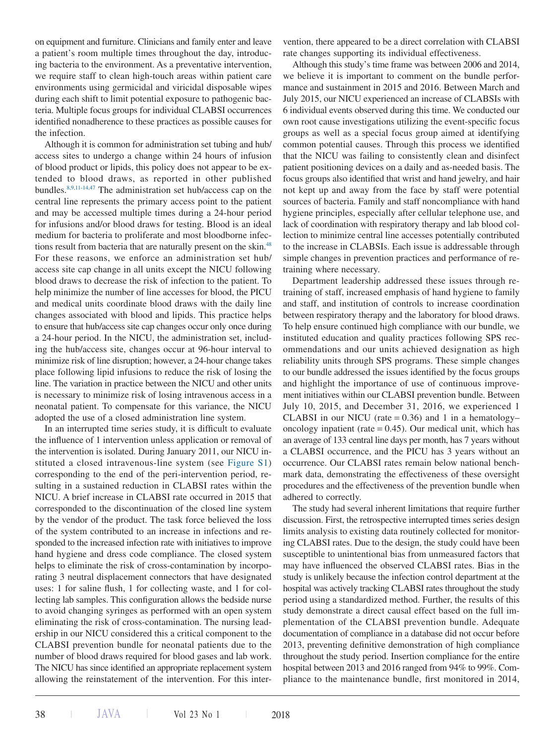on equipment and furniture. Clinicians and family enter and leave a patient's room multiple times throughout the day, introducing bacteria to the environment. As a preventative intervention, we require staff to clean high-touch areas within patient care environments using germicidal and viricidal disposable wipes during each shift to limit potential exposure to pathogenic bacteria. Multiple focus groups for individual CLABSI occurrences identified nonadherence to these practices as possible causes for the infection.

Although it is common for administration set tubing and hub/access sites to undergo a change within 24 hours of infusion of blood product or lipids, this policy does not appear to be extended to blood draws, as reported in other published bundles.[8,9,11-14,47] The administration set hub/access cap on the central line represents the primary access point to the patient and may be accessed multiple times during a 24-hour period for infusions and/or blood draws for testing. Blood is an ideal medium for bacteria to proliferate and most bloodborne infections result from bacteria that are naturally present on the skin.[48] For these reasons, we enforce an administration set hub/access site cap change in all units except the NICU following blood draws to decrease the risk of infection to the patient. To help minimize the number of line accesses for blood, the PICU and medical units coordinate blood draws with the daily line changes associated with blood and lipids. This practice helps to ensure that hub/access site cap changes occur only once during a 24-hour period. In the NICU, the administration set, including the hub/access site, changes occur at 96-hour interval to minimize risk of line disruption; however, a 24-hour change takes place following lipid infusions to reduce the risk of losing the line. The variation in practice between the NICU and other units is necessary to minimize risk of losing intravenous access in a neonatal patient. To compensate for this variance, the NICU adopted the use of a closed administration line system.

In an interrupted time series study, it is difficult to evaluate the influence of 1 intervention unless application or removal of the intervention is isolated. During January 2011, our NICU instituted a closed intravenous-line system (see Figure S1) corresponding to the end of the peri-intervention period, resulting in a sustained reduction in CLABSI rates within the NICU. A brief increase in CLABSI rate occurred in 2015 that corresponded to the discontinuation of the closed line system by the vendor of the product. The task force believed the loss of the system contributed to an increase in infections and responded to the increased infection rate with initiatives to improve hand hygiene and dress code compliance. The closed system helps to eliminate the risk of cross-contamination by incorporating 3 neutral displacement connectors that have designated uses: 1 for saline flush, 1 for collecting waste, and 1 for collecting lab samples. This configuration allows the bedside nurse to avoid changing syringes as performed with an open system eliminating the risk of cross-contamination. The nursing leadership in our NICU considered this a critical component to the CLABSI prevention bundle for neonatal patients due to the number of blood draws required for blood gases and lab work. The NICU has since identified an appropriate replacement system allowing the reinstatement of the intervention. For this intervention, there appeared to be a direct correlation with CLABSI rate changes supporting its individual effectiveness.

Although this study's time frame was between 2006 and 2014, we believe it is important to comment on the bundle performance and sustainment in 2015 and 2016. Between March and July 2015, our NICU experienced an increase of CLABSIs with 6 individual events observed during this time. We conducted our own root cause investigations utilizing the event-specific focus groups as well as a special focus group aimed at identifying common potential causes. Through this process we identified that the NICU was failing to consistently clean and disinfect patient positioning devices on a daily and as-needed basis. The focus groups also identified that wrist and hand jewelry, and hair not kept up and away from the face by staff were potential sources of bacteria. Family and staff noncompliance with hand hygiene principles, especially after cellular telephone use, and lack of coordination with respiratory therapy and lab blood collection to minimize central line accesses potentially contributed to the increase in CLABSIs. Each issue is addressable through simple changes in prevention practices and performance of retraining where necessary.

Department leadership addressed these issues through retraining of staff, increased emphasis of hand hygiene to family and staff, and institution of controls to increase coordination between respiratory therapy and the laboratory for blood draws. To help ensure continued high compliance with our bundle, we instituted education and quality practices following SPS recommendations and our units achieved designation as high reliability units through SPS programs. These simple changes to our bundle addressed the issues identified by the focus groups and highlight the importance of use of continuous improvement initiatives within our CLABSI prevention bundle. Between July 10, 2015, and December 31, 2016, we experienced 1 CLABSI in our NICU (rate = 0.36) and 1 in a hematology–oncology inpatient (rate = 0.45). Our medical unit, which has an average of 133 central line days per month, has 7 years without a CLABSI occurrence, and the PICU has 3 years without an occurrence. Our CLABSI rates remain below national benchmark data, demonstrating the effectiveness of these oversight procedures and the effectiveness of the prevention bundle when adhered to correctly.

The study had several inherent limitations that require further discussion. First, the retrospective interrupted times series design limits analysis to existing data routinely collected for monitoring CLABSI rates. Due to the design, the study could have been susceptible to unintentional bias from unmeasured factors that may have influenced the observed CLABSI rates. Bias in the study is unlikely because the infection control department at the hospital was actively tracking CLABSI rates throughout the study period using a standardized method. Further, the results of this study demonstrate a direct causal effect based on the full implementation of the CLABSI prevention bundle. Adequate documentation of compliance in a database did not occur before 2013, preventing definitive demonstration of high compliance throughout the study period. Insertion compliance for the entire hospital between 2013 and 2016 ranged from 94% to 99%. Compliance to the maintenance bundle, first monitored in 2014,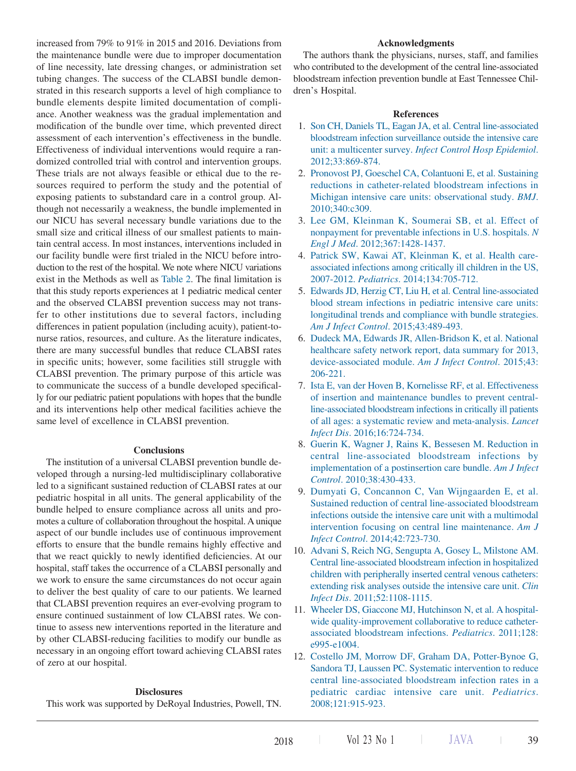increased from 79% to 91% in 2015 and 2016. Deviations from the maintenance bundle were due to improper documentation of line necessity, late dressing changes, or administration set tubing changes. The success of the CLABSI bundle demonstrated in this research supports a level of high compliance to bundle elements despite limited documentation of compliance. Another weakness was the gradual implementation and modification of the bundle over time, which prevented direct assessment of each intervention's effectiveness in the bundle. Effectiveness of individual interventions would require a randomized controlled trial with control and intervention groups. These trials are not always feasible or ethical due to the resources required to perform the study and the potential of exposing patients to substandard care in a control group. Although not necessarily a weakness, the bundle implemented in our NICU has several necessary bundle variations due to the small size and critical illness of our smallest patients to maintain central access. In most instances, interventions included in our facility bundle were first trialed in the NICU before introduction to the rest of the hospital. We note where NICU variations exist in the Methods as well as Table 2. The final limitation is that this study reports experiences at 1 pediatric medical center and the observed CLABSI prevention success may not transfer to other institutions due to several factors, including differences in patient population (including acuity), patient-to-nurse ratios, resources, and culture. As the literature indicates, there are many successful bundles that reduce CLABSI rates in specific units; however, some facilities still struggle with CLABSI prevention. The primary purpose of this article was to communicate the success of a bundle developed specifically for our pediatric patient populations with hopes that the bundle and its interventions help other medical facilities achieve the same level of excellence in CLABSI prevention.

## Conclusions

The institution of a universal CLABSI prevention bundle developed through a nursing-led multidisciplinary collaborative led to a significant sustained reduction of CLABSI rates at our pediatric hospital in all units. The general applicability of the bundle helped to ensure compliance across all units and promotes a culture of collaboration throughout the hospital. A unique aspect of our bundle includes use of continuous improvement efforts to ensure that the bundle remains highly effective and that we react quickly to newly identified deficiencies. At our hospital, staff takes the occurrence of a CLABSI personally and we work to ensure the same circumstances do not occur again to deliver the best quality of care to our patients. We learned that CLABSI prevention requires an ever-evolving program to ensure continued sustainment of low CLABSI rates. We continue to assess new interventions reported in the literature and by other CLABSI-reducing facilities to modify our bundle as necessary in an ongoing effort toward achieving CLABSI rates of zero at our hospital.

## Disclosures

This work was supported by DeRoyal Industries, Powell, TN.

## Acknowledgments

The authors thank the physicians, nurses, staff, and families who contributed to the development of the central line-associated bloodstream infection prevention bundle at East Tennessee Children's Hospital.

## References

1. Son CH, Daniels TL, Eagan JA, et al. Central line-associated bloodstream infection surveillance outside the intensive care unit: a multicenter survey. *Infect Control Hosp Epidemiol*. 2012;33:869-874.
2. Pronovost PJ, Goeschel CA, Colantuoni E, et al. Sustaining reductions in catheter-related bloodstream infections in Michigan intensive care units: observational study. *BMJ*. 2010;340:c309.
3. Lee GM, Kleinman K, Soumerai SB, et al. Effect of nonpayment for preventable infections in U.S. hospitals. *N Engl J Med*. 2012;367:1428-1437.
4. Patrick SW, Kawai AT, Kleinman K, et al. Health care-associated infections among critically ill children in the US, 2007-2012. *Pediatrics*. 2014;134:705-712.
5. Edwards JD, Herzig CT, Liu H, et al. Central line-associated blood stream infections in pediatric intensive care units: longitudinal trends and compliance with bundle strategies. *Am J Infect Control*. 2015;43:489-493.
6. Dudeck MA, Edwards JR, Allen-Bridson K, et al. National healthcare safety network report, data summary for 2013, device-associated module. *Am J Infect Control*. 2015;43:206-221.
7. Ista E, van der Hoven B, Kornelisse RF, et al. Effectiveness of insertion and maintenance bundles to prevent central-line-associated bloodstream infections in critically ill patients of all ages: a systematic review and meta-analysis. *Lancet Infect Dis*. 2016;16:724-734.
8. Guerin K, Wagner J, Rains K, Bessesen M. Reduction in central line-associated bloodstream infections by implementation of a postinsertion care bundle. *Am J Infect Control*. 2010;38:430-433.
9. Dumyati G, Concannon C, Van Wijngaarden E, et al. Sustained reduction of central line-associated bloodstream infections outside the intensive care unit with a multimodal intervention focusing on central line maintenance. *Am J Infect Control*. 2014;42:723-730.
10. Advani S, Reich NG, Sengupta A, Gosey L, Milstone AM. Central line-associated bloodstream infection in hospitalized children with peripherally inserted central venous catheters: extending risk analyses outside the intensive care unit. *Clin Infect Dis*. 2011;52:1108-1115.
11. Wheeler DS, Giaccone MJ, Hutchinson N, et al. A hospital-wide quality-improvement collaborative to reduce catheter-associated bloodstream infections. *Pediatrics*. 2011;128:e995-e1004.
12. Costello JM, Morrow DF, Graham DA, Potter-Bynoe G, Sandora TJ, Laussen PC. Systematic intervention to reduce central line-associated bloodstream infection rates in a pediatric cardiac intensive care unit. *Pediatrics*. 2008;121:915-923.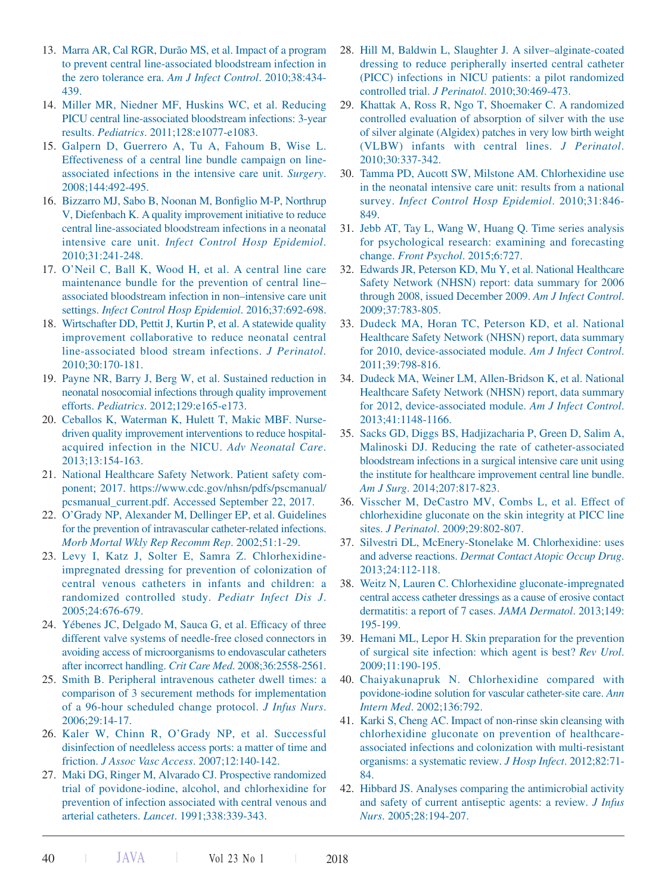13. Marra AR, Cal RGR, Durão MS, et al. Impact of a program to prevent central line-associated bloodstream infection in the zero tolerance era. *Am J Infect Control*. 2010;38:434-439.
14. Miller MR, Niedner MF, Huskins WC, et al. Reducing PICU central line-associated bloodstream infections: 3-year results. *Pediatrics*. 2011;128:e1077-e1083.
15. Galpern D, Guerrero A, Tu A, Fahoum B, Wise L. Effectiveness of a central line bundle campaign on line-associated infections in the intensive care unit. *Surgery*. 2008;144:492-495.
16. Bizzarro MJ, Sabo B, Noonan M, Bonfiglio M-P, Northrup V, Diefenbach K. A quality improvement initiative to reduce central line-associated bloodstream infections in a neonatal intensive care unit. *Infect Control Hosp Epidemiol*. 2010;31:241-248.
17. O'Neil C, Ball K, Wood H, et al. A central line care maintenance bundle for the prevention of central line–associated bloodstream infection in non–intensive care unit settings. *Infect Control Hosp Epidemiol*. 2016;37:692-698.
18. Wirtschafter DD, Pettit J, Kurtin P, et al. A statewide quality improvement collaborative to reduce neonatal central line-associated blood stream infections. *J Perinatol*. 2010;30:170-181.
19. Payne NR, Barry J, Berg W, et al. Sustained reduction in neonatal nosocomial infections through quality improvement efforts. *Pediatrics*. 2012;129:e165-e173.
20. Ceballos K, Waterman K, Hulett T, Makic MBF. Nurse-driven quality improvement interventions to reduce hospital-acquired infection in the NICU. *Adv Neonatal Care*. 2013;13:154-163.
21. National Healthcare Safety Network. Patient safety component; 2017. https://www.cdc.gov/nhsn/pdfs/pscmanual/pcsmanual_current.pdf. Accessed September 22, 2017.
22. O'Grady NP, Alexander M, Dellinger EP, et al. Guidelines for the prevention of intravascular catheter-related infections. *Morb Mortal Wkly Rep Recomm Rep*. 2002;51:1-29.
23. Levy I, Katz J, Solter E, Samra Z. Chlorhexidine-impregnated dressing for prevention of colonization of central venous catheters in infants and children: a randomized controlled study. *Pediatr Infect Dis J*. 2005;24:676-679.
24. Yébenes JC, Delgado M, Sauca G, et al. Efficacy of three different valve systems of needle-free closed connectors in avoiding access of microorganisms to endovascular catheters after incorrect handling. *Crit Care Med*. 2008;36:2558-2561.
25. Smith B. Peripheral intravenous catheter dwell times: a comparison of 3 securement methods for implementation of a 96-hour scheduled change protocol. *J Infus Nurs*. 2006;29:14-17.
26. Kaler W, Chinn R, O'Grady NP, et al. Successful disinfection of needleless access ports: a matter of time and friction. *J Assoc Vasc Access*. 2007;12:140-142.
27. Maki DG, Ringer M, Alvarado CJ. Prospective randomized trial of povidone-iodine, alcohol, and chlorhexidine for prevention of infection associated with central venous and arterial catheters. *Lancet*. 1991;338:339-343.
28. Hill M, Baldwin L, Slaughter J. A silver–alginate-coated dressing to reduce peripherally inserted central catheter (PICC) infections in NICU patients: a pilot randomized controlled trial. *J Perinatol*. 2010;30:469-473.
29. Khattak A, Ross R, Ngo T, Shoemaker C. A randomized controlled evaluation of absorption of silver with the use of silver alginate (Algidex) patches in very low birth weight (VLBW) infants with central lines. *J Perinatol*. 2010;30:337-342.
30. Tamma PD, Aucott SW, Milstone AM. Chlorhexidine use in the neonatal intensive care unit: results from a national survey. *Infect Control Hosp Epidemiol*. 2010;31:846-849.
31. Jebb AT, Tay L, Wang W, Huang Q. Time series analysis for psychological research: examining and forecasting change. *Front Psychol*. 2015;6:727.
32. Edwards JR, Peterson KD, Mu Y, et al. National Healthcare Safety Network (NHSN) report: data summary for 2006 through 2008, issued December 2009. *Am J Infect Control*. 2009;37:783-805.
33. Dudeck MA, Horan TC, Peterson KD, et al. National Healthcare Safety Network (NHSN) report, data summary for 2010, device-associated module. *Am J Infect Control*. 2011;39:798-816.
34. Dudeck MA, Weiner LM, Allen-Bridson K, et al. National Healthcare Safety Network (NHSN) report, data summary for 2012, device-associated module. *Am J Infect Control*. 2013;41:1148-1166.
35. Sacks GD, Diggs BS, Hadjizacharia P, Green D, Salim A, Malinoski DJ. Reducing the rate of catheter-associated bloodstream infections in a surgical intensive care unit using the institute for healthcare improvement central line bundle. *Am J Surg*. 2014;207:817-823.
36. Visscher M, DeCastro MV, Combs L, et al. Effect of chlorhexidine gluconate on the skin integrity at PICC line sites. *J Perinatol*. 2009;29:802-807.
37. Silvestri DL, McEnery-Stonelake M. Chlorhexidine: uses and adverse reactions. *Dermat Contact Atopic Occup Drug*. 2013;24:112-118.
38. Weitz N, Lauren C. Chlorhexidine gluconate-impregnated central access catheter dressings as a cause of erosive contact dermatitis: a report of 7 cases. *JAMA Dermatol*. 2013;149:195-199.
39. Hemani ML, Lepor H. Skin preparation for the prevention of surgical site infection: which agent is best? *Rev Urol*. 2009;11:190-195.
40. Chaiyakunapruk N. Chlorhexidine compared with povidone-iodine solution for vascular catheter-site care. *Ann Intern Med*. 2002;136:792.
41. Karki S, Cheng AC. Impact of non-rinse skin cleansing with chlorhexidine gluconate on prevention of healthcare-associated infections and colonization with multi-resistant organisms: a systematic review. *J Hosp Infect*. 2012;82:71-84.
42. Hibbard JS. Analyses comparing the antimicrobial activity and safety of current antiseptic agents: a review. *J Infus Nurs*. 2005;28:194-207.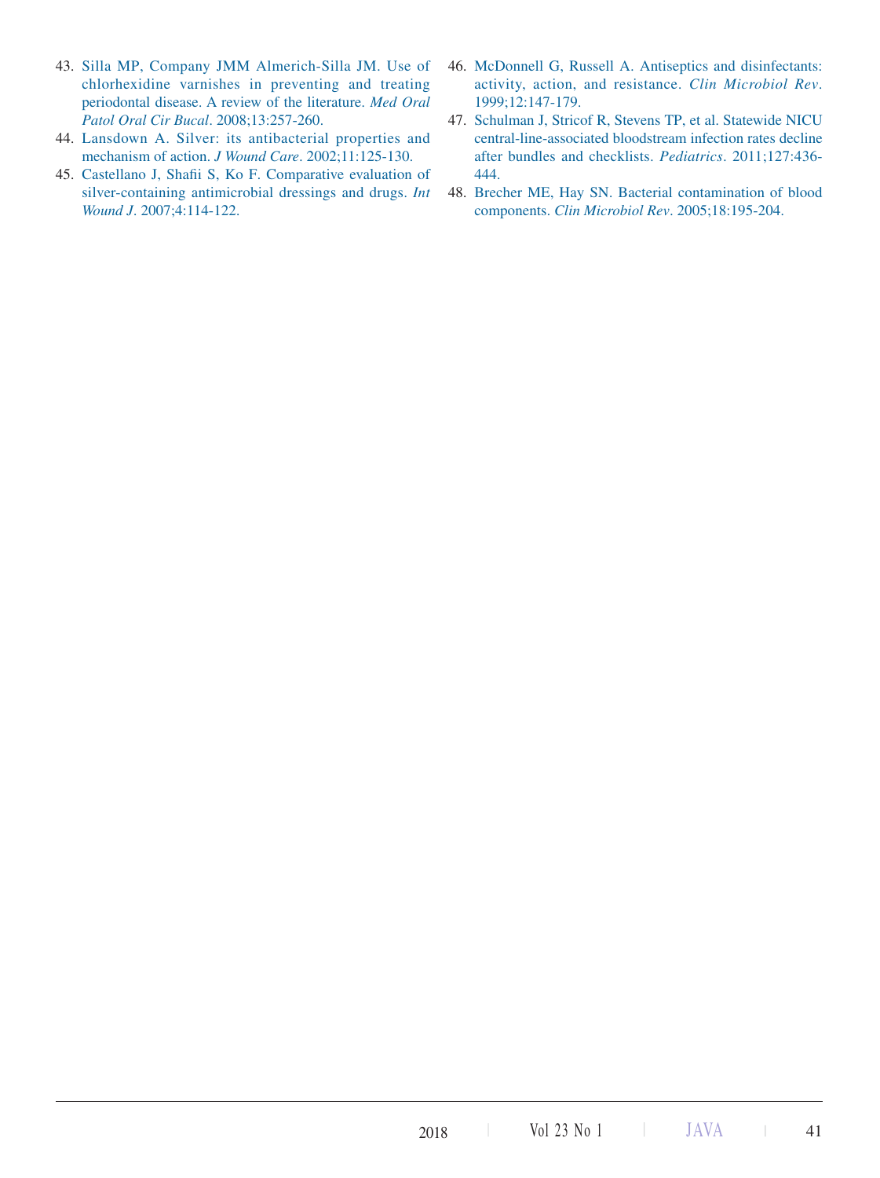43. Silla MP, Company JMM Almerich-Silla JM. Use of chlorhexidine varnishes in preventing and treating periodontal disease. A review of the literature. *Med Oral Patol Oral Cir Bucal*. 2008;13:257-260.
44. Lansdown A. Silver: its antibacterial properties and mechanism of action. *J Wound Care*. 2002;11:125-130.
45. Castellano J, Shafii S, Ko F. Comparative evaluation of silver-containing antimicrobial dressings and drugs. *Int Wound J*. 2007;4:114-122.
46. McDonnell G, Russell A. Antiseptics and disinfectants: activity, action, and resistance. *Clin Microbiol Rev*. 1999;12:147-179.
47. Schulman J, Stricof R, Stevens TP, et al. Statewide NICU central-line-associated bloodstream infection rates decline after bundles and checklists. *Pediatrics*. 2011;127:436-444.
48. Brecher ME, Hay SN. Bacterial contamination of blood components. *Clin Microbiol Rev*. 2005;18:195-204.